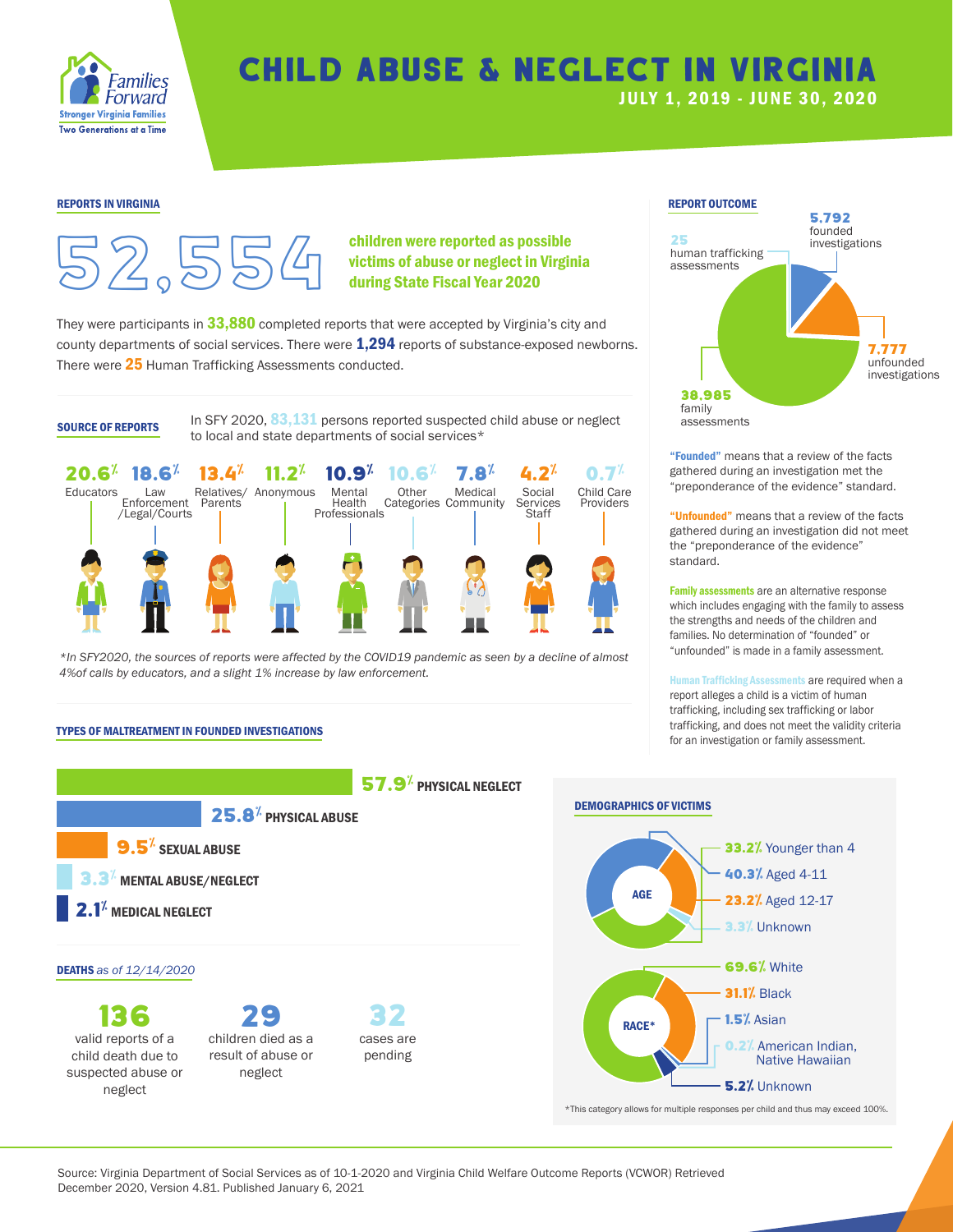Families Forward
Stronger Virginia Families
Two Generations at a Time

# CHILD ABUSE & NEGLECT IN VIRGINIA

**JULY 1, 2019 - JUNE 30, 2020**

## REPORTS IN VIRGINIA

**52,554** children were reported as possible victims of abuse or neglect in Virginia during State Fiscal Year 2020

They were participants in **33,880** completed reports that were accepted by Virginia's city and county departments of social services. There were **1,294** reports of substance-exposed newborns. There were **25** Human Trafficking Assessments conducted.

## SOURCE OF REPORTS

In SFY 2020, **83,131** persons reported suspected child abuse or neglect to local and state departments of social services*

| Source | Percent |
|---|---|
| Educators | 20.6% |
| Law Enforcement /Legal/Courts | 18.6% |
| Relatives/ Parents | 13.4% |
| Anonymous | 11.2% |
| Mental Health Professionals | 10.9% |
| Other Categories | 10.6% |
| Medical Community | 7.8% |
| Social Services Staff | 4.2% |
| Child Care Providers | 0.7% |

*\*In SFY2020, the sources of reports were affected by the COVID19 pandemic as seen by a decline of almost 4%of calls by educators, and a slight 1% increase by law enforcement.*

## REPORT OUTCOME

- **5,792** founded investigations
- **7,777** unfounded investigations
- **38,985** family assessments
- **25** human trafficking assessments

**"Founded"** means that a review of the facts gathered during an investigation met the "preponderance of the evidence" standard.

**"Unfounded"** means that a review of the facts gathered during an investigation did not meet the "preponderance of the evidence" standard.

**Family assessments** are an alternative response which includes engaging with the family to assess the strengths and needs of the children and families. No determination of "founded" or "unfounded" is made in a family assessment.

**Human Trafficking Assessments** are required when a report alleges a child is a victim of human trafficking, including sex trafficking or labor trafficking, and does not meet the validity criteria for an investigation or family assessment.

## TYPES OF MALTREATMENT IN FOUNDED INVESTIGATIONS

- **57.9%** PHYSICAL NEGLECT
- **25.8%** PHYSICAL ABUSE
- **9.5%** SEXUAL ABUSE
- **3.3%** MENTAL ABUSE/NEGLECT
- **2.1%** MEDICAL NEGLECT

## DEATHS *as of 12/14/2020*

- **136** valid reports of a child death due to suspected abuse or neglect
- **29** children died as a result of abuse or neglect
- **32** cases are pending

## DEMOGRAPHICS OF VICTIMS

**AGE**

- **33.2%** Younger than 4
- **40.3%** Aged 4-11
- **23.2%** Aged 12-17
- **3.3%** Unknown

**RACE***

- **69.6%** White
- **31.1%** Black
- **1.5%** Asian
- **0.2%** American Indian, Native Hawaiian
- **5.2%** Unknown

*This category allows for multiple responses per child and thus may exceed 100%.

Source: Virginia Department of Social Services as of 10-1-2020 and Virginia Child Welfare Outcome Reports (VCWOR) Retrieved December 2020, Version 4.81. Published January 6, 2021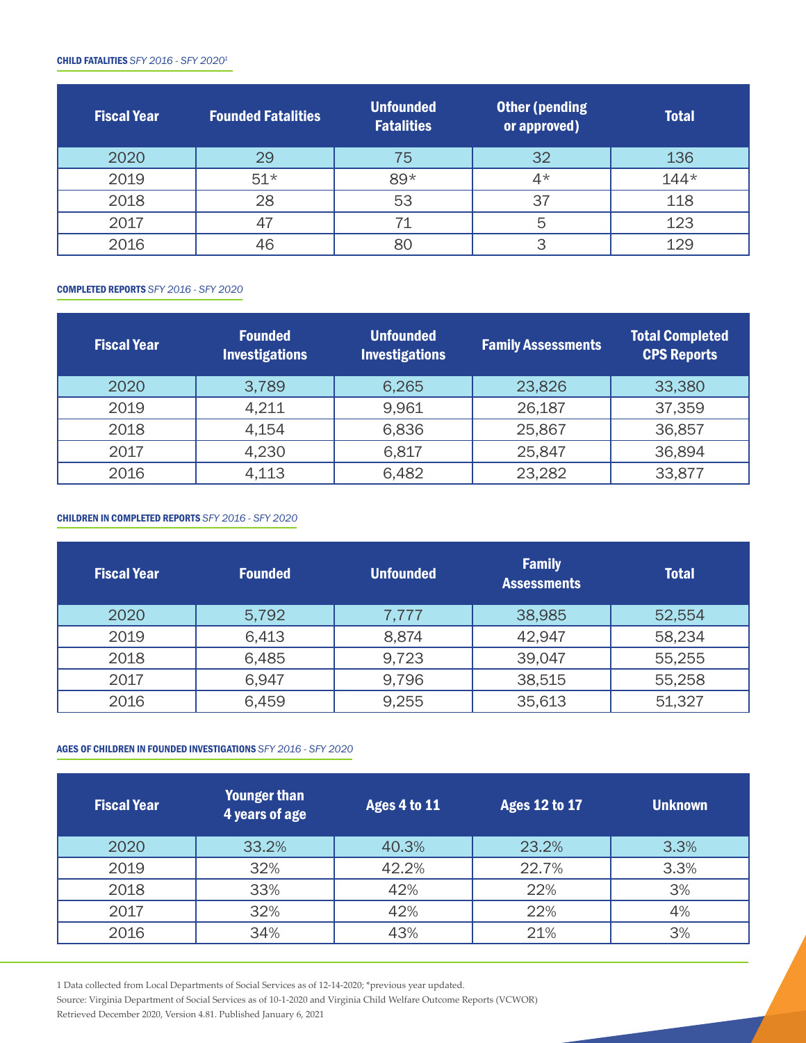**CHILD FATALITIES** *SFY 2016 - SFY 2020*[1]

| Fiscal Year | Founded Fatalities | Unfounded Fatalities | Other (pending or approved) | Total |
|---|---|---|---|---|
| 2020 | 29 | 75 | 32 | 136 |
| 2019 | 51* | 89* | 4* | 144* |
| 2018 | 28 | 53 | 37 | 118 |
| 2017 | 47 | 71 | 5 | 123 |
| 2016 | 46 | 80 | 3 | 129 |

**COMPLETED REPORTS** *SFY 2016 - SFY 2020*

| Fiscal Year | Founded Investigations | Unfounded Investigations | Family Assessments | Total Completed CPS Reports |
|---|---|---|---|---|
| 2020 | 3,789 | 6,265 | 23,826 | 33,380 |
| 2019 | 4,211 | 9,961 | 26,187 | 37,359 |
| 2018 | 4,154 | 6,836 | 25,867 | 36,857 |
| 2017 | 4,230 | 6,817 | 25,847 | 36,894 |
| 2016 | 4,113 | 6,482 | 23,282 | 33,877 |

**CHILDREN IN COMPLETED REPORTS** *SFY 2016 - SFY 2020*

| Fiscal Year | Founded | Unfounded | Family Assessments | Total |
|---|---|---|---|---|
| 2020 | 5,792 | 7,777 | 38,985 | 52,554 |
| 2019 | 6,413 | 8,874 | 42,947 | 58,234 |
| 2018 | 6,485 | 9,723 | 39,047 | 55,255 |
| 2017 | 6,947 | 9,796 | 38,515 | 55,258 |
| 2016 | 6,459 | 9,255 | 35,613 | 51,327 |

**AGES OF CHILDREN IN FOUNDED INVESTIGATIONS** *SFY 2016 - SFY 2020*

| Fiscal Year | Younger than 4 years of age | Ages 4 to 11 | Ages 12 to 17 | Unknown |
|---|---|---|---|---|
| 2020 | 33.2% | 40.3% | 23.2% | 3.3% |
| 2019 | 32% | 42.2% | 22.7% | 3.3% |
| 2018 | 33% | 42% | 22% | 3% |
| 2017 | 32% | 42% | 22% | 4% |
| 2016 | 34% | 43% | 21% | 3% |

1 Data collected from Local Departments of Social Services as of 12-14-2020; *previous year updated.

Source: Virginia Department of Social Services as of 10-1-2020 and Virginia Child Welfare Outcome Reports (VCWOR)

Retrieved December 2020, Version 4.81. Published January 6, 2021